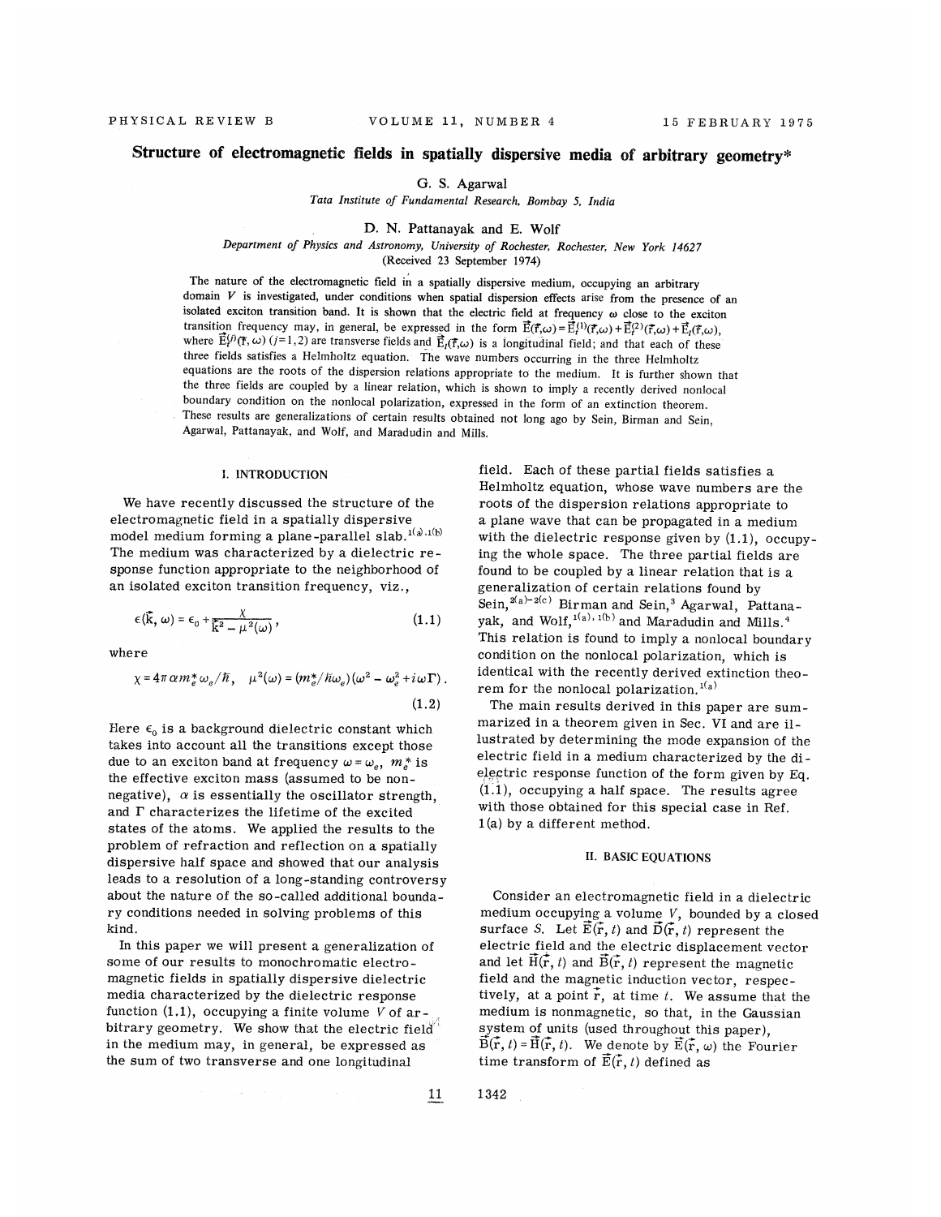# Structure of electromagnetic fields in spatially dispersive media of arbitrary geometry*

G. S. Agarwal

*Tata Institute of Fundamental Research, Bombay 5, India*

D. N. Pattanayak and E. Wolf

*Department of Physics and Astronomy, University of Rochester, Rochester, New York 14627*
(Received 23 September 1974)

The nature of the electromagnetic field in a spatially dispersive medium, occupying an arbitrary domain $V$ is investigated, under conditions when spatial dispersion effects arise from the presence of an isolated exciton transition band. It is shown that the electric field at frequency $\omega$ close to the exciton transition frequency may, in general, be expressed in the form $\vec{E}(\vec{r},\omega)=\vec{E}_t^{(1)}(\vec{r},\omega)+\vec{E}_t^{(2)}(\vec{r},\omega)+\vec{E}_l(\vec{r},\omega)$, where $\vec{E}_t^{(j)}(\vec{r},\omega)$ $(j=1,2)$ are transverse fields and $\vec{E}_l(\vec{r},\omega)$ is a longitudinal field; and that each of these three fields satisfies a Helmholtz equation. The wave numbers occurring in the three Helmholtz equations are the roots of the dispersion relations appropriate to the medium. It is further shown that the three fields are coupled by a linear relation, which is shown to imply a recently derived nonlocal boundary condition on the nonlocal polarization, expressed in the form of an extinction theorem. These results are generalizations of certain results obtained not long ago by Sein, Birman and Sein, Agarwal, Pattanayak, and Wolf, and Maradudin and Mills.

## I. INTRODUCTION

We have recently discussed the structure of the electromagnetic field in a spatially dispersive model medium forming a plane-parallel slab.[1(a),1(b)] The medium was characterized by a dielectric response function appropriate to the neighborhood of an isolated exciton transition frequency, viz.,

$$\epsilon(\vec{k},\omega)=\epsilon_0+\frac{\chi}{\vec{k}^2-\mu^2(\omega)}, \tag{1.1}$$

where

$$\chi=4\pi\alpha m_e^*\omega_e/\hbar,\quad \mu^2(\omega)=(m_e^*/\hbar\omega_e)(\omega^2-\omega_e^2+i\omega\Gamma). \tag{1.2}$$

Here $\epsilon_0$ is a background dielectric constant which takes into account all the transitions except those due to an exciton band at frequency $\omega=\omega_e$, $m_e^*$ is the effective exciton mass (assumed to be non-negative), $\alpha$ is essentially the oscillator strength, and $\Gamma$ characterizes the lifetime of the excited states of the atoms. We applied the results to the problem of refraction and reflection on a spatially dispersive half space and showed that our analysis leads to a resolution of a long-standing controversy about the nature of the so-called additional boundary conditions needed in solving problems of this kind.

In this paper we will present a generalization of some of our results to monochromatic electromagnetic fields in spatially dispersive dielectric media characterized by the dielectric response function (1.1), occupying a finite volume $V$ of arbitrary geometry. We show that the electric field in the medium may, in general, be expressed as the sum of two transverse and one longitudinal field. Each of these partial fields satisfies a Helmholtz equation, whose wave numbers are the roots of the dispersion relations appropriate to a plane wave that can be propagated in a medium with the dielectric response given by (1.1), occupying the whole space. The three partial fields are found to be coupled by a linear relation that is a generalization of certain relations found by Sein,[2(a)-2(c)] Birman and Sein,[3] Agarwal, Pattanayak, and Wolf,[1(a),1(b)] and Maradudin and Mills.[4] This relation is found to imply a nonlocal boundary condition on the nonlocal polarization, which is identical with the recently derived extinction theorem for the nonlocal polarization.[1(a)]

The main results derived in this paper are summarized in a theorem given in Sec. VI and are illustrated by determining the mode expansion of the electric field in a medium characterized by the dielectric response function of the form given by Eq. (1.1), occupying a half space. The results agree with those obtained for this special case in Ref. 1(a) by a different method.

## II. BASIC EQUATIONS

Consider an electromagnetic field in a dielectric medium occupying a volume $V$, bounded by a closed surface $S$. Let $\vec{E}(\vec{r},t)$ and $\vec{D}(\vec{r},t)$ represent the electric field and the electric displacement vector and let $\vec{H}(\vec{r},t)$ and $\vec{B}(\vec{r},t)$ represent the magnetic field and the magnetic induction vector, respectively, at a point $\vec{r}$, at time $t$. We assume that the medium is nonmagnetic, so that, in the Gaussian system of units (used throughout this paper), $\vec{B}(\vec{r},t)=\vec{H}(\vec{r},t)$. We denote by $\vec{E}(\vec{r},\omega)$ the Fourier time transform of $\vec{E}(\vec{r},t)$ defined as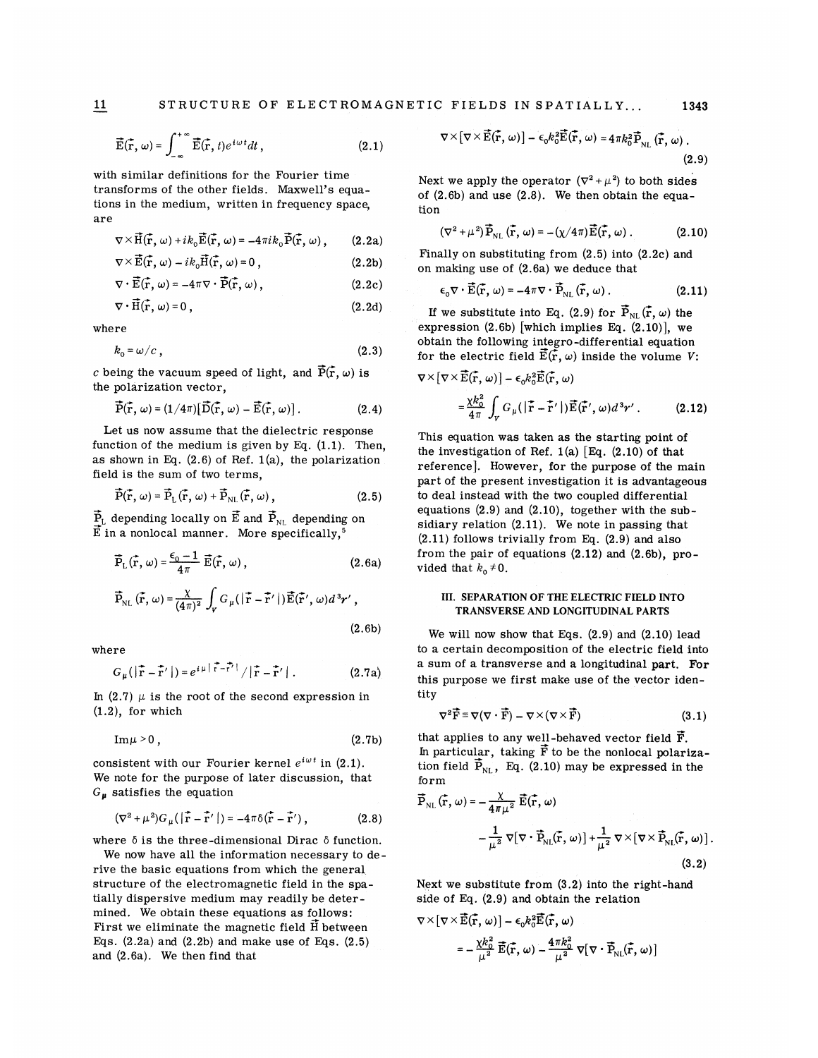$$\vec{E}(\vec{r}, \omega) = \int_{-\infty}^{+\infty} \vec{E}(\vec{r}, t) e^{i\omega t} dt , \tag{2.1}$$

with similar definitions for the Fourier time transforms of the other fields. Maxwell's equations in the medium, written in frequency space, are

$$\nabla \times \vec{H}(\vec{r}, \omega) + ik_0 \vec{E}(\vec{r}, \omega) = -4\pi i k_0 \vec{P}(\vec{r}, \omega) , \tag{2.2a}$$

$$\nabla \times \vec{E}(\vec{r}, \omega) - ik_0 \vec{H}(\vec{r}, \omega) = 0 , \tag{2.2b}$$

$$\nabla \cdot \vec{E}(\vec{r}, \omega) = -4\pi \nabla \cdot \vec{P}(\vec{r}, \omega) , \tag{2.2c}$$

$$\nabla \cdot \vec{H}(\vec{r}, \omega) = 0 , \tag{2.2d}$$

where

$$k_0 = \omega / c , \tag{2.3}$$

$c$ being the vacuum speed of light, and $\vec{P}(\vec{r}, \omega)$ is the polarization vector,

$$\vec{P}(\vec{r}, \omega) = (1/4\pi)[\vec{D}(\vec{r}, \omega) - \vec{E}(\vec{r}, \omega)] . \tag{2.4}$$

Let us now assume that the dielectric response function of the medium is given by Eq. (1.1). Then, as shown in Eq. (2.6) of Ref. 1(a), the polarization field is the sum of two terms,

$$\vec{P}(\vec{r}, \omega) = \vec{P}_L(\vec{r}, \omega) + \vec{P}_{NL}(\vec{r}, \omega) , \tag{2.5}$$

$\vec{P}_L$ depending locally on $\vec{E}$ and $\vec{P}_{NL}$ depending on $\vec{E}$ in a nonlocal manner. More specifically,[5]

$$\vec{P}_L(\vec{r}, \omega) = \frac{\epsilon_0 - 1}{4\pi} \vec{E}(\vec{r}, \omega) , \tag{2.6a}$$

$$\vec{P}_{NL}(\vec{r}, \omega) = \frac{\chi}{(4\pi)^2} \int_V G_\mu(|\vec{r} - \vec{r}\,'|) \vec{E}(\vec{r}\,', \omega) d^3 r' , \tag{2.6b}$$

where

$$G_\mu(|\vec{r} - \vec{r}\,'|) = e^{i\mu|\vec{r} - \vec{r}\,'|} / |\vec{r} - \vec{r}\,'| . \tag{2.7a}$$

In (2.7) $\mu$ is the root of the second expression in (1.2), for which

$$\mathrm{Im}\mu > 0 , \tag{2.7b}$$

consistent with our Fourier kernel $e^{i\omega t}$ in (2.1). We note for the purpose of later discussion, that $G_\mu$ satisfies the equation

$$(\nabla^2 + \mu^2) G_\mu(|\vec{r} - \vec{r}\,'|) = -4\pi \delta(\vec{r} - \vec{r}\,') , \tag{2.8}$$

where $\delta$ is the three-dimensional Dirac $\delta$ function.

We now have all the information necessary to derive the basic equations from which the general structure of the electromagnetic field in the spatially dispersive medium may readily be determined. We obtain these equations as follows: First we eliminate the magnetic field $\vec{H}$ between Eqs. (2.2a) and (2.2b) and make use of Eqs. (2.5) and (2.6a). We then find that

$$\nabla \times [\nabla \times \vec{E}(\vec{r}, \omega)] - \epsilon_0 k_0^2 \vec{E}(\vec{r}, \omega) = 4\pi k_0^2 \vec{P}_{NL}(\vec{r}, \omega) . \tag{2.9}$$

Next we apply the operator $(\nabla^2 + \mu^2)$ to both sides of (2.6b) and use (2.8). We then obtain the equation

$$(\nabla^2 + \mu^2) \vec{P}_{NL}(\vec{r}, \omega) = -(\chi / 4\pi) \vec{E}(\vec{r}, \omega) . \tag{2.10}$$

Finally on substituting from (2.5) into (2.2c) and on making use of (2.6a) we deduce that

$$\epsilon_0 \nabla \cdot \vec{E}(\vec{r}, \omega) = -4\pi \nabla \cdot \vec{P}_{NL}(\vec{r}, \omega) . \tag{2.11}$$

If we substitute into Eq. (2.9) for $\vec{P}_{NL}(\vec{r}, \omega)$ the expression (2.6b) [which implies Eq. (2.10)], we obtain the following integro-differential equation for the electric field $\vec{E}(\vec{r}, \omega)$ inside the volume $V$:

$$\nabla \times [\nabla \times \vec{E}(\vec{r}, \omega)] - \epsilon_0 k_0^2 \vec{E}(\vec{r}, \omega) = \frac{\chi k_0^2}{4\pi} \int_V G_\mu(|\vec{r} - \vec{r}\,'|) \vec{E}(\vec{r}\,', \omega) d^3 r' . \tag{2.12}$$

This equation was taken as the starting point of the investigation of Ref. 1(a) [Eq. (2.10) of that reference]. However, for the purpose of the main part of the present investigation it is advantageous to deal instead with the two coupled differential equations (2.9) and (2.10), together with the subsidiary relation (2.11). We note in passing that (2.11) follows trivially from Eq. (2.9) and also from the pair of equations (2.12) and (2.6b), provided that $k_0 \neq 0$.

## III. SEPARATION OF THE ELECTRIC FIELD INTO TRANSVERSE AND LONGITUDINAL PARTS

We will now show that Eqs. (2.9) and (2.10) lead to a certain decomposition of the electric field into a sum of a transverse and a longitudinal part. For this purpose we first make use of the vector identity

$$\nabla^2 \vec{F} \equiv \nabla(\nabla \cdot \vec{F}) - \nabla \times (\nabla \times \vec{F}) \tag{3.1}$$

that applies to any well-behaved vector field $\vec{F}$. In particular, taking $\vec{F}$ to be the nonlocal polarization field $\vec{P}_{NL}$, Eq. (2.10) may be expressed in the form

$$\vec{P}_{NL}(\vec{r}, \omega) = -\frac{\chi}{4\pi\mu^2} \vec{E}(\vec{r}, \omega) - \frac{1}{\mu^2} \nabla[\nabla \cdot \vec{P}_{NL}(\vec{r}, \omega)] + \frac{1}{\mu^2} \nabla \times [\nabla \times \vec{P}_{NL}(\vec{r}, \omega)] . \tag{3.2}$$

Next we substitute from (3.2) into the right-hand side of Eq. (2.9) and obtain the relation

$$\nabla \times [\nabla \times \vec{E}(\vec{r}, \omega)] - \epsilon_0 k_0^2 \vec{E}(\vec{r}, \omega) = -\frac{\chi k_0^2}{\mu^2} \vec{E}(\vec{r}, \omega) - \frac{4\pi k_0^2}{\mu^2} \nabla[\nabla \cdot \vec{P}_{NL}(\vec{r}, \omega)]$$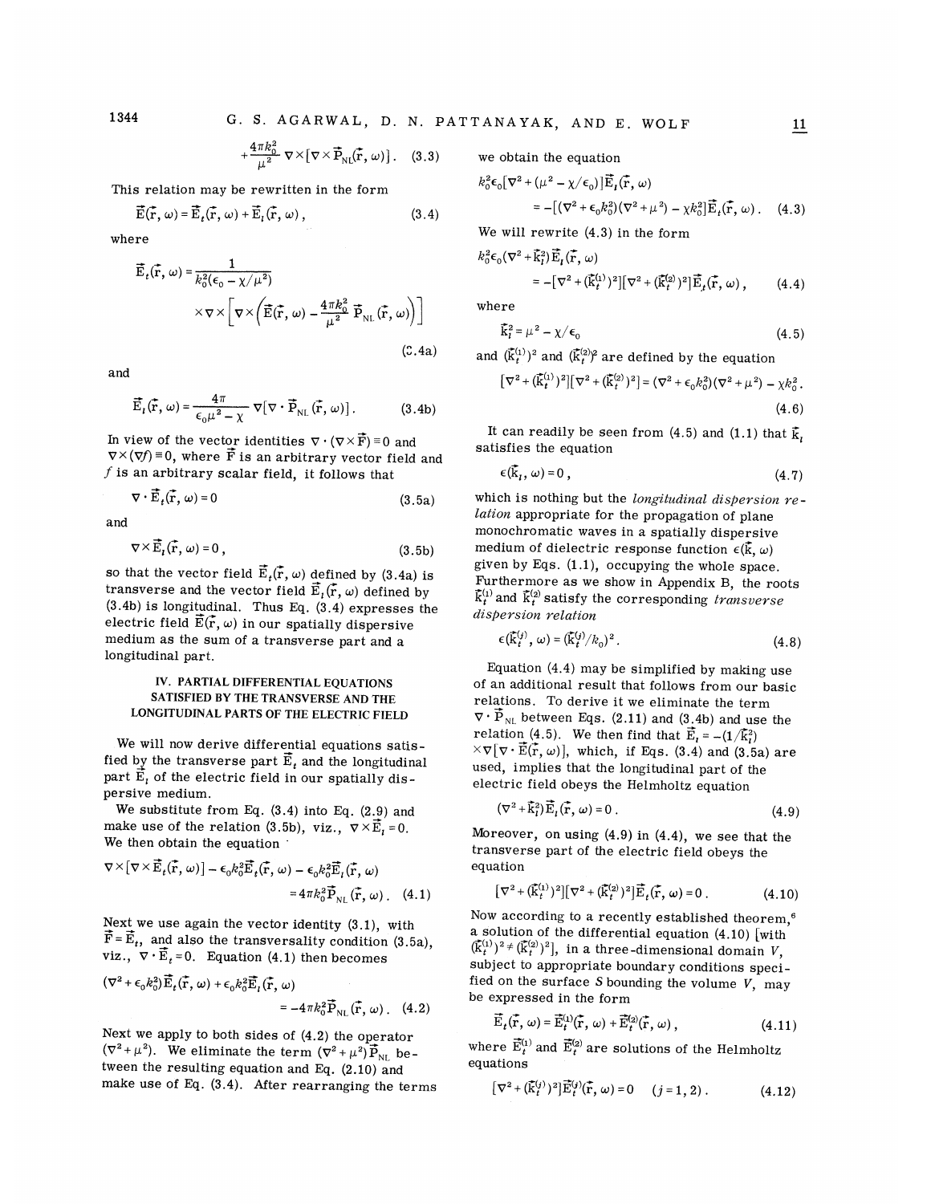$$+\frac{4\pi k_0^2}{\mu^2}\nabla\times[\nabla\times\vec{P}_{NL}(\vec{r},\omega)]. \quad (3.3)$$

This relation may be rewritten in the form

$$\vec{E}(\vec{r},\omega)=\vec{E}_t(\vec{r},\omega)+\vec{E}_l(\vec{r},\omega), \quad (3.4)$$

where

$$\vec{E}_t(\vec{r},\omega)=\frac{1}{k_0^2(\epsilon_0-\chi/\mu^2)}\times\nabla\times\left[\nabla\times\left(\vec{E}(\vec{r},\omega)-\frac{4\pi k_0^2}{\mu^2}\vec{P}_{NL}(\vec{r},\omega)\right)\right] \quad (3.4a)$$

and

$$\vec{E}_l(\vec{r},\omega)=\frac{4\pi}{\epsilon_0\mu^2-\chi}\nabla[\nabla\cdot\vec{P}_{NL}(\vec{r},\omega)]. \quad (3.4b)$$

In view of the vector identities $\nabla\cdot(\nabla\times\vec{F})\equiv 0$ and $\nabla\times(\nabla f)\equiv 0$, where $\vec{F}$ is an arbitrary vector field and $f$ is an arbitrary scalar field, it follows that

$$\nabla\cdot\vec{E}_t(\vec{r},\omega)=0 \quad (3.5a)$$

and

$$\nabla\times\vec{E}_l(\vec{r},\omega)=0, \quad (3.5b)$$

so that the vector field $\vec{E}_t(\vec{r},\omega)$ defined by (3.4a) is transverse and the vector field $\vec{E}_l(\vec{r},\omega)$ defined by (3.4b) is longitudinal. Thus Eq. (3.4) expresses the electric field $\vec{E}(\vec{r},\omega)$ in our spatially dispersive medium as the sum of a transverse part and a longitudinal part.

## IV. PARTIAL DIFFERENTIAL EQUATIONS SATISFIED BY THE TRANSVERSE AND THE LONGITUDINAL PARTS OF THE ELECTRIC FIELD

We will now derive differential equations satisfied by the transverse part $\vec{E}_t$ and the longitudinal part $\vec{E}_l$ of the electric field in our spatially dispersive medium.

We substitute from Eq. (3.4) into Eq. (2.9) and make use of the relation (3.5b), viz., $\nabla\times\vec{E}_l=0$. We then obtain the equation

$$\nabla\times[\nabla\times\vec{E}_t(\vec{r},\omega)]-\epsilon_0k_0^2\vec{E}_t(\vec{r},\omega)-\epsilon_0k_0^2\vec{E}_l(\vec{r},\omega)=4\pi k_0^2\vec{P}_{NL}(\vec{r},\omega). \quad (4.1)$$

Next we use again the vector identity (3.1), with $\vec{F}=\vec{E}_t$, and also the transversality condition (3.5a), viz., $\nabla\cdot\vec{E}_t=0$. Equation (4.1) then becomes

$$(\nabla^2+\epsilon_0k_0^2)\vec{E}_t(\vec{r},\omega)+\epsilon_0k_0^2\vec{E}_l(\vec{r},\omega)=-4\pi k_0^2\vec{P}_{NL}(\vec{r},\omega). \quad (4.2)$$

Next we apply to both sides of (4.2) the operator $(\nabla^2+\mu^2)$. We eliminate the term $(\nabla^2+\mu^2)\vec{P}_{NL}$ between the resulting equation and Eq. (2.10) and make use of Eq. (3.4). After rearranging the terms we obtain the equation

$$k_0^2\epsilon_0[\nabla^2+(\mu^2-\chi/\epsilon_0)]\vec{E}_l(\vec{r},\omega)=-[(\nabla^2+\epsilon_0k_0^2)(\nabla^2+\mu^2)-\chi k_0^2]\vec{E}_t(\vec{r},\omega). \quad (4.3)$$

We will rewrite (4.3) in the form

$$k_0^2\epsilon_0(\nabla^2+\vec{k}_l^2)\vec{E}_l(\vec{r},\omega)=-[\nabla^2+(\vec{k}_t^{(1)})^2][\nabla^2+(\vec{k}_t^{(2)})^2]\vec{E}_t(\vec{r},\omega), \quad (4.4)$$

where

$$\vec{k}_l^2=\mu^2-\chi/\epsilon_0 \quad (4.5)$$

and $(\vec{k}_t^{(1)})^2$ and $(\vec{k}_t^{(2)})^2$ are defined by the equation

$$[\nabla^2+(\vec{k}_t^{(1)})^2][\nabla^2+(\vec{k}_t^{(2)})^2]=(\nabla^2+\epsilon_0k_0^2)(\nabla^2+\mu^2)-\chi k_0^2. \quad (4.6)$$

It can readily be seen from (4.5) and (1.1) that $\vec{k}_l$ satisfies the equation

$$\epsilon(\vec{k}_l,\omega)=0, \quad (4.7)$$

which is nothing but the *longitudinal dispersion relation* appropriate for the propagation of plane monochromatic waves in a spatially dispersive medium of dielectric response function $\epsilon(\vec{k},\omega)$ given by Eqs. (1.1), occupying the whole space. Furthermore as we show in Appendix B, the roots $\vec{k}_t^{(1)}$ and $\vec{k}_t^{(2)}$ satisfy the corresponding *transverse dispersion relation*

$$\epsilon(\vec{k}_t^{(j)},\omega)=(\vec{k}_t^{(j)}/k_0)^2. \quad (4.8)$$

Equation (4.4) may be simplified by making use of an additional result that follows from our basic relations. To derive it we eliminate the term $\nabla\cdot\vec{P}_{NL}$ between Eqs. (2.11) and (3.4b) and use the relation (4.5). We then find that $\vec{E}_l=-(1/\vec{k}_l^2)\times\nabla[\nabla\cdot\vec{E}(\vec{r},\omega)]$, which, if Eqs. (3.4) and (3.5a) are used, implies that the longitudinal part of the electric field obeys the Helmholtz equation

$$(\nabla^2+\vec{k}_l^2)\vec{E}_l(\vec{r},\omega)=0. \quad (4.9)$$

Moreover, on using (4.9) in (4.4), we see that the transverse part of the electric field obeys the equation

$$[\nabla^2+(\vec{k}_t^{(1)})^2][\nabla^2+(\vec{k}_t^{(2)})^2]\vec{E}_t(\vec{r},\omega)=0. \quad (4.10)$$

Now according to a recently established theorem,[6] a solution of the differential equation (4.10) [with $(\vec{k}_t^{(1)})^2\neq(\vec{k}_t^{(2)})^2$], in a three-dimensional domain $V$, subject to appropriate boundary conditions specified on the surface $S$ bounding the volume $V$, may be expressed in the form

$$\vec{E}_t(\vec{r},\omega)=\vec{E}_t^{(1)}(\vec{r},\omega)+\vec{E}_t^{(2)}(\vec{r},\omega), \quad (4.11)$$

where $\vec{E}_t^{(1)}$ and $\vec{E}_t^{(2)}$ are solutions of the Helmholtz equations

$$[\nabla^2+(\vec{k}_t^{(j)})^2]\vec{E}_t^{(j)}(\vec{r},\omega)=0 \quad (j=1,2). \quad (4.12)$$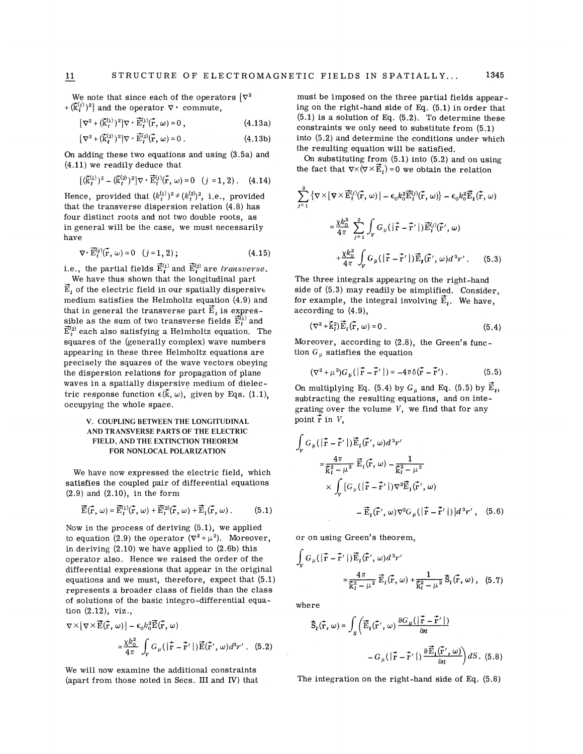We note that since each of the operators $[\nabla^2 + (\vec{k}_t^{(j)})^2]$ and the operator $\nabla\cdot$ commute,

$$[\nabla^2 + (\vec{k}_t^{(1)})^2]\nabla\cdot\vec{E}_t^{(1)}(\vec{r},\omega) = 0\,, \tag{4.13a}$$

$$[\nabla^2 + (\vec{k}_t^{(2)})^2]\nabla\cdot\vec{E}_t^{(2)}(\vec{r},\omega) = 0\,. \tag{4.13b}$$

On adding these two equations and using (3.5a) and (4.11) we readily deduce that

$$[(\vec{k}_t^{(1)})^2 - (\vec{k}_t^{(2)})^2]\nabla\cdot\vec{E}_t^{(j)}(\vec{r},\omega) = 0 \quad (j=1,2)\,. \tag{4.14}$$

Hence, provided that $(k_t^{(1)})^2 \neq (k_t^{(2)})^2$, i.e., provided that the transverse dispersion relation (4.8) has four distinct roots and not two double roots, as in general will be the case, we must necessarily have

$$\nabla\cdot\vec{E}_t^{(j)}(\vec{r},\omega) = 0 \quad (j=1,2)\,; \tag{4.15}$$

i.e., the partial fields $\vec{E}_t^{(1)}$ and $\vec{E}_t^{(2)}$ are *transverse*.

We have thus shown that the longitudinal part $\vec{E}_l$ of the electric field in our spatially dispersive medium satisfies the Helmholtz equation (4.9) and that in general the transverse part $\vec{E}_t$ is expressible as the sum of two transverse fields $\vec{E}_t^{(1)}$ and $\vec{E}_t^{(2)}$ each also satisfying a Helmholtz equation. The squares of the (generally complex) wave numbers appearing in these three Helmholtz equations are precisely the squares of the wave vectors obeying the dispersion relations for propagation of plane waves in a spatially dispersive medium of dielectric response function $\epsilon(\vec{k},\omega)$, given by Eqs. (1.1), occupying the whole space.

## V. COUPLING BETWEEN THE LONGITUDINAL AND TRANSVERSE PARTS OF THE ELECTRIC FIELD, AND THE EXTINCTION THEOREM FOR NONLOCAL POLARIZATION

We have now expressed the electric field, which satisfies the coupled pair of differential equations (2.9) and (2.10), in the form

$$\vec{E}(\vec{r},\omega) = \vec{E}_t^{(1)}(\vec{r},\omega) + \vec{E}_t^{(2)}(\vec{r},\omega) + \vec{E}_l(\vec{r},\omega)\,. \tag{5.1}$$

Now in the process of deriving (5.1), we applied to equation (2.9) the operator $(\nabla^2+\mu^2)$. Moreover, in deriving (2.10) we have applied to (2.6b) this operator also. Hence we raised the order of the differential expressions that appear in the original equations and we must, therefore, expect that (5.1) represents a broader class of fields than the class of solutions of the basic integro-differential equation (2.12), viz.,

$$\nabla\times[\nabla\times\vec{E}(\vec{r},\omega)] - \epsilon_0 k_0^2\vec{E}(\vec{r},\omega) = \frac{\chi k_0^2}{4\pi}\int_V G_\mu(|\vec{r}-\vec{r}\,'|)\vec{E}(\vec{r}\,',\omega)d^3r'\,. \tag{5.2}$$

We will now examine the additional constraints (apart from those noted in Secs. III and IV) that must be imposed on the three partial fields appearing on the right-hand side of Eq. (5.1) in order that (5.1) is a solution of Eq. (5.2). To determine these constraints we only need to substitute from (5.1) into (5.2) and determine the conditions under which the resulting equation will be satisfied.

On substituting from (5.1) into (5.2) and on using the fact that $\nabla\times(\nabla\times\vec{E}_l)=0$ we obtain the relation

$$\sum_{j=1}^{2}\{\nabla\times[\nabla\times\vec{E}_t^{(j)}(\vec{r},\omega)] - \epsilon_0 k_0^2\vec{E}_t^{(j)}(\vec{r},\omega)\} - \epsilon_0 k_0^2\vec{E}_l(\vec{r},\omega) = \frac{\chi k_0^2}{4\pi}\sum_{j=1}^{2}\int_V G_\mu(|\vec{r}-\vec{r}\,'|)\vec{E}_t^{(j)}(\vec{r}\,',\omega) + \frac{\chi k_0^2}{4\pi}\int_V G_\mu(|\vec{r}-\vec{r}\,'|)\vec{E}_l(\vec{r}\,',\omega)d^3r'\,. \tag{5.3}$$

The three integrals appearing on the right-hand side of (5.3) may readily be simplified. Consider, for example, the integral involving $\vec{E}_l$. We have, according to (4.9),

$$(\nabla^2 + \vec{k}_l^2)\vec{E}_l(\vec{r},\omega) = 0\,. \tag{5.4}$$

Moreover, according to (2.8), the Green's function $G_\mu$ satisfies the equation

$$(\nabla^2+\mu^2)G_\mu(|\vec{r}-\vec{r}\,'|) = -4\pi\delta(\vec{r}-\vec{r}\,')\,. \tag{5.5}$$

On multiplying Eq. (5.4) by $G_\mu$ and Eq. (5.5) by $\vec{E}_l$, subtracting the resulting equations, and on integrating over the volume $V$, we find that for any point $\vec{r}$ in $V$,

$$\int_V G_\mu(|\vec{r}-\vec{r}\,'|)\vec{E}_l(\vec{r}\,',\omega)d^3r' = \frac{4\pi}{\vec{k}_l^2-\mu^2}\vec{E}_l(\vec{r},\omega) - \frac{1}{\vec{k}_l^2-\mu^2}\times\int_V[G_\mu(|\vec{r}-\vec{r}\,'|)\nabla^2\vec{E}_l(\vec{r}\,',\omega) - \vec{E}_l(\vec{r}\,',\omega)\nabla^2 G_\mu(|\vec{r}-\vec{r}\,'|)]d^3r'\,, \tag{5.6}$$

or on using Green's theorem,

$$\int_V G_\mu(|\vec{r}-\vec{r}\,'|)\vec{E}_l(\vec{r}\,',\omega)d^3r' = \frac{4\pi}{\vec{k}_l^2-\mu^2}\vec{E}_l(\vec{r},\omega) + \frac{1}{\vec{k}_l^2-\mu^2}\vec{\mathcal{S}}_l(\vec{r},\omega)\,, \tag{5.7}$$

where

$$\vec{\mathcal{S}}_l(\vec{r},\omega) = \int_S\left(\vec{E}_l(\vec{r}\,',\omega)\frac{\partial G_\mu(|\vec{r}-\vec{r}\,'|)}{\partial n} - G_\mu(|\vec{r}-\vec{r}\,'|)\frac{\partial\vec{E}_l(\vec{r}\,',\omega)}{\partial n}\right)dS\,. \tag{5.8}$$

The integration on the right-hand side of Eq. (5.8)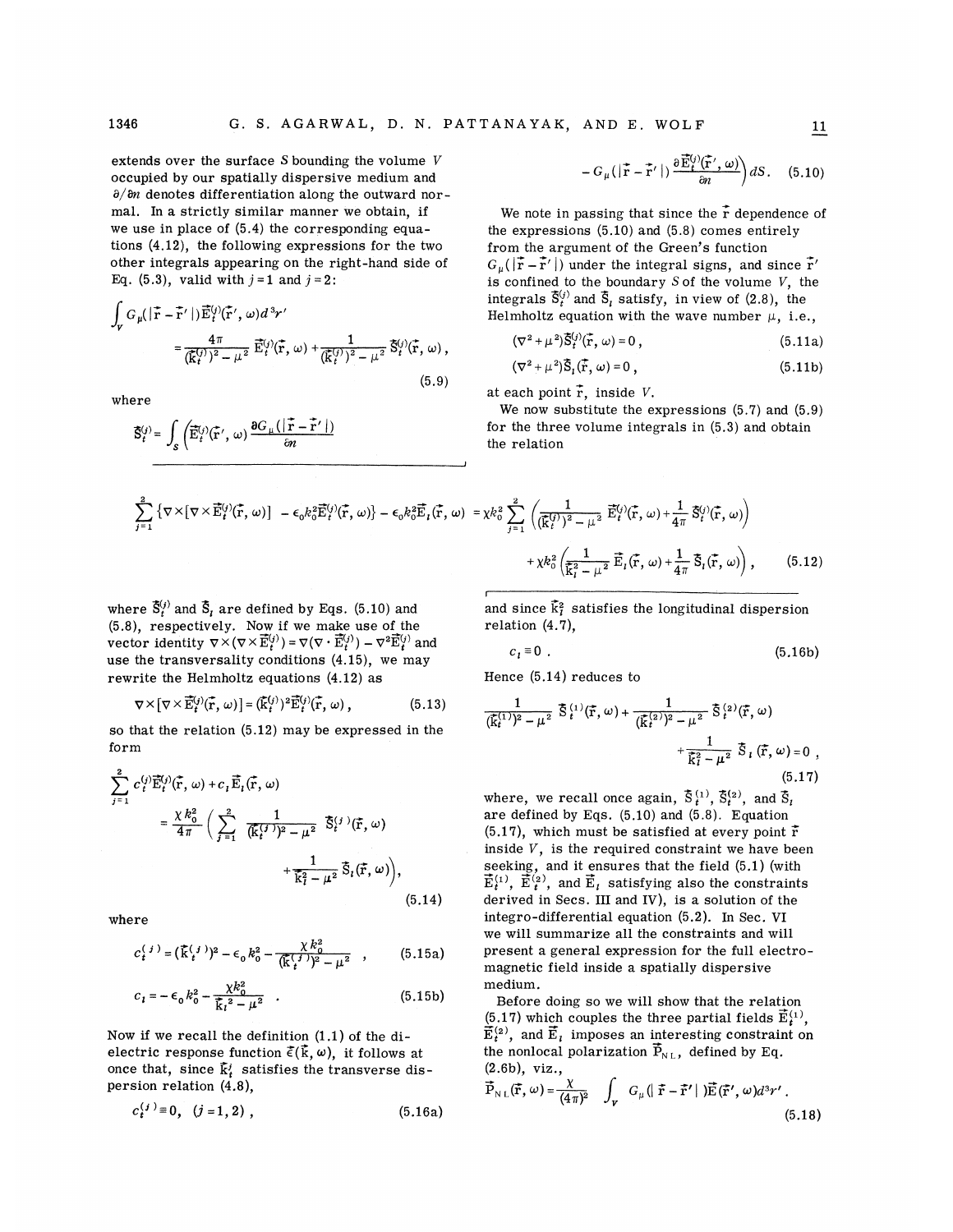extends over the surface $S$ bounding the volume $V$ occupied by our spatially dispersive medium and $\partial/\partial n$ denotes differentiation along the outward normal. In a strictly similar manner we obtain, if we use in place of (5.4) the corresponding equations (4.12), the following expressions for the two other integrals appearing on the right-hand side of Eq. (5.3), valid with $j=1$ and $j=2$:

$$\int_V G_\mu(|\vec{r}-\vec{r}'|)\vec{E}_t^{(j)}(\vec{r}',\omega)d^3r' = \frac{4\pi}{(\vec{k}_t^{(j)})^2-\mu^2}\vec{E}_t^{(j)}(\vec{r},\omega) + \frac{1}{(\vec{k}_t^{(j)})^2-\mu^2}\vec{S}_t^{(j)}(\vec{r},\omega), \tag{5.9}$$

where

$$\vec{S}_t^{(j)} = \int_S \left(\vec{E}_t^{(j)}(\vec{r}',\omega)\frac{\partial G_\mu(|\vec{r}-\vec{r}'|)}{\partial n} - G_\mu(|\vec{r}-\vec{r}'|)\frac{\partial \vec{E}_t^{(j)}(\vec{r}',\omega)}{\partial n}\right)dS. \tag{5.10}$$

We note in passing that since the $\vec{r}$ dependence of the expressions (5.10) and (5.8) comes entirely from the argument of the Green's function $G_\mu(|\vec{r}-\vec{r}'|)$ under the integral signs, and since $\vec{r}'$ is confined to the boundary $S$ of the volume $V$, the integrals $\vec{S}_t^{(j)}$ and $\vec{S}_l$ satisfy, in view of (2.8), the Helmholtz equation with the wave number $\mu$, i.e.,

$$(\nabla^2+\mu^2)\vec{S}_t^{(j)}(\vec{r},\omega)=0, \tag{5.11a}$$

$$(\nabla^2+\mu^2)\vec{S}_l(\vec{r},\omega)=0, \tag{5.11b}$$

at each point $\vec{r}$, inside $V$.

We now substitute the expressions (5.7) and (5.9) for the three volume integrals in (5.3) and obtain the relation

$$\sum_{j=1}^{2}\{\nabla\times[\nabla\times\vec{E}_t^{(j)}(\vec{r},\omega)] - \epsilon_0 k_0^2\vec{E}_t^{(j)}(\vec{r},\omega)\} - \epsilon_0 k_0^2\vec{E}_l(\vec{r},\omega) = \chi k_0^2\sum_{j=1}^{2}\left(\frac{1}{(\vec{k}_t^{(j)})^2-\mu^2}\vec{E}_t^{(j)}(\vec{r},\omega)+\frac{1}{4\pi}\vec{S}_t^{(j)}(\vec{r},\omega)\right)$$
$$+\chi k_0^2\left(\frac{1}{\vec{k}_l^2-\mu^2}\vec{E}_l(\vec{r},\omega)+\frac{1}{4\pi}\vec{S}_l(\vec{r},\omega)\right), \tag{5.12}$$

where $\vec{S}_t^{(j)}$ and $\vec{S}_l$ are defined by Eqs. (5.10) and (5.8), respectively. Now if we make use of the vector identity $\nabla\times(\nabla\times\vec{E}_t^{(j)}) = \nabla(\nabla\cdot\vec{E}_t^{(j)}) - \nabla^2\vec{E}_t^{(j)}$ and use the transversality conditions (4.15), we may rewrite the Helmholtz equations (4.12) as

$$\nabla\times[\nabla\times\vec{E}_t^{(j)}(\vec{r},\omega)] = (\vec{k}_t^{(j)})^2\vec{E}_t^{(j)}(\vec{r},\omega), \tag{5.13}$$

so that the relation (5.12) may be expressed in the form

$$\sum_{j=1}^{2}c_t^{(j)}\vec{E}_t^{(j)}(\vec{r},\omega)+c_l\vec{E}_l(\vec{r},\omega) = \frac{\chi k_0^2}{4\pi}\left(\sum_{j=1}^{2}\frac{1}{(\vec{k}_t^{(j)})^2-\mu^2}\vec{S}_t^{(j)}(\vec{r},\omega)+\frac{1}{\vec{k}_l^2-\mu^2}\vec{S}_l(\vec{r},\omega)\right), \tag{5.14}$$

where

$$c_t^{(j)} = (\vec{k}_t^{(j)})^2 - \epsilon_0 k_0^2 - \frac{\chi k_0^2}{(\vec{k}_t^{(j)})^2-\mu^2}, \tag{5.15a}$$

$$c_l = -\epsilon_0 k_0^2 - \frac{\chi k_0^2}{\vec{k}_l^{\,2}-\mu^2}. \tag{5.15b}$$

Now if we recall the definition (1.1) of the dielectric response function $\tilde{\epsilon}(\vec{k},\omega)$, it follows at once that, since $\vec{k}_t^j$ satisfies the transverse dispersion relation (4.8),

$$c_t^{(j)}\equiv 0, \quad (j=1,2), \tag{5.16a}$$

and since $\vec{k}_l^2$ satisfies the longitudinal dispersion relation (4.7),

$$c_l\equiv 0. \tag{5.16b}$$

Hence (5.14) reduces to

$$\frac{1}{(\vec{k}_t^{(1)})^2-\mu^2}\vec{S}_t^{(1)}(\vec{r},\omega)+\frac{1}{(\vec{k}_t^{(2)})^2-\mu^2}\vec{S}_t^{(2)}(\vec{r},\omega)+\frac{1}{\vec{k}_l^2-\mu^2}\vec{S}_l(\vec{r},\omega)=0, \tag{5.17}$$

where, we recall once again, $\vec{S}_t^{(1)}$, $\vec{S}_t^{(2)}$, and $\vec{S}_l$ are defined by Eqs. (5.10) and (5.8). Equation (5.17), which must be satisfied at every point $\vec{r}$ inside $V$, is the required constraint we have been seeking, and it ensures that the field (5.1) (with $\vec{E}_t^{(1)}$, $\vec{E}_t^{(2)}$, and $\vec{E}_l$ satisfying also the constraints derived in Secs. III and IV), is a solution of the integro-differential equation (5.2). In Sec. VI we will summarize all the constraints and will present a general expression for the full electromagnetic field inside a spatially dispersive medium.

Before doing so we will show that the relation (5.17) which couples the three partial fields $\vec{E}_t^{(1)}$, $\vec{E}_t^{(2)}$, and $\vec{E}_l$ imposes an interesting constraint on the nonlocal polarization $\vec{P}_{NL}$, defined by Eq. (2.6b), viz.,

$$\vec{P}_{NL}(\vec{r},\omega) = \frac{\chi}{(4\pi)^2}\int_V G_\mu(|\vec{r}-\vec{r}'|)\vec{E}(\vec{r}',\omega)d^3r'. \tag{5.18}$$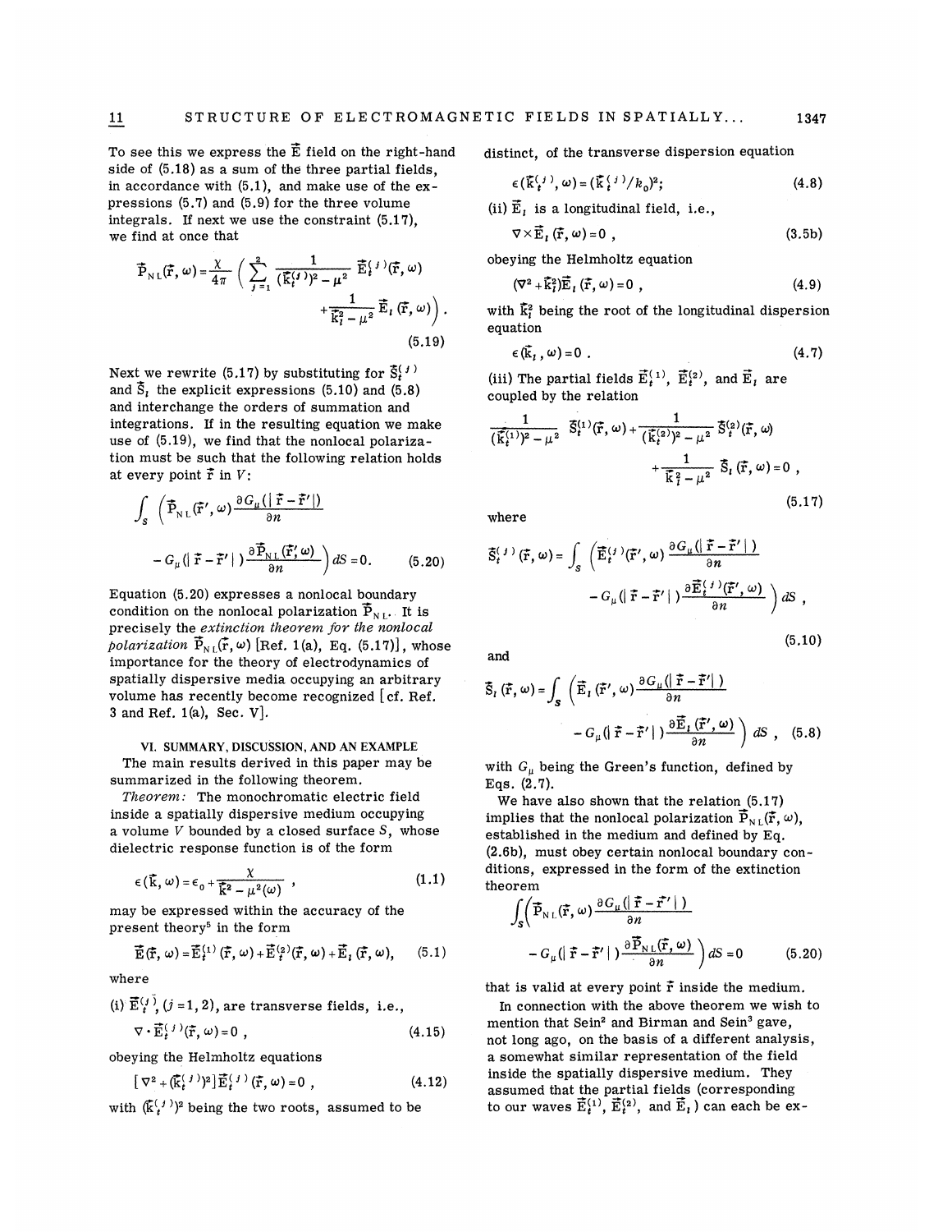To see this we express the $\vec{E}$ field on the right-hand side of (5.18) as a sum of the three partial fields, in accordance with (5.1), and make use of the expressions (5.7) and (5.9) for the three volume integrals. If next we use the constraint (5.17), we find at once that

$$\vec{P}_{NL}(\vec{r},\omega)=\frac{\chi}{4\pi}\left(\sum_{j=1}^{2}\frac{1}{(\vec{k}_t^{(j)})^2-\mu^2}\,\vec{E}_t^{(j)}(\vec{r},\omega)+\frac{1}{\vec{k}_l^2-\mu^2}\,\vec{E}_l(\vec{r},\omega)\right). \tag{5.19}$$

Next we rewrite (5.17) by substituting for $\vec{S}_t^{(j)}$ and $\vec{S}_l$ the explicit expressions (5.10) and (5.8) and interchange the orders of summation and integrations. If in the resulting equation we make use of (5.19), we find that the nonlocal polarization must be such that the following relation holds at every point $\vec{r}$ in $V$:

$$\int_S\left(\vec{P}_{NL}(\vec{r}\,',\omega)\frac{\partial G_\mu(|\vec{r}-\vec{r}\,'|)}{\partial n}-G_\mu(|\vec{r}-\vec{r}\,'|)\frac{\partial\vec{P}_{NL}(\vec{r}\,',\omega)}{\partial n}\right)dS=0. \tag{5.20}$$

Equation (5.20) expresses a nonlocal boundary condition on the nonlocal polarization $\vec{P}_{NL}$. It is precisely the *extinction theorem for the nonlocal polarization* $\vec{P}_{NL}(\vec{r},\omega)$ [Ref. 1(a), Eq. (5.17)], whose importance for the theory of electrodynamics of spatially dispersive media occupying an arbitrary volume has recently become recognized [cf. Ref. 3 and Ref. 1(a), Sec. V].

## VI. SUMMARY, DISCUSSION, AND AN EXAMPLE

The main results derived in this paper may be summarized in the following theorem.

*Theorem:* The monochromatic electric field inside a spatially dispersive medium occupying a volume $V$ bounded by a closed surface $S$, whose dielectric response function is of the form

$$\epsilon(\vec{k},\omega)=\epsilon_0+\frac{\chi}{\vec{k}^2-\mu^2(\omega)}\,, \tag{1.1}$$

may be expressed within the accuracy of the present theory[5] in the form

$$\vec{E}(\vec{r},\omega)=\vec{E}_t^{(1)}(\vec{r},\omega)+\vec{E}_t^{(2)}(\vec{r},\omega)+\vec{E}_l(\vec{r},\omega), \tag{5.1}$$

where

(i) $\vec{E}_t^{(j)}$, $(j=1,2)$, are transverse fields, i.e.,

$$\nabla\cdot\vec{E}_t^{(j)}(\vec{r},\omega)=0\,, \tag{4.15}$$

obeying the Helmholtz equations

$$[\nabla^2+(\vec{k}_t^{(j)})^2]\vec{E}_t^{(j)}(\vec{r},\omega)=0\,, \tag{4.12}$$

with $(\vec{k}_t^{(j)})^2$ being the two roots, assumed to be distinct, of the transverse dispersion equation

$$\epsilon(\vec{k}_t^{(j)},\omega)=(\vec{k}_t^{(j)}/k_0)^2; \tag{4.8}$$

(ii) $\vec{E}_l$ is a longitudinal field, i.e.,

$$\nabla\times\vec{E}_l(\vec{r},\omega)=0\,, \tag{3.5b}$$

obeying the Helmholtz equation

$$(\nabla^2+\vec{k}_l^2)\vec{E}_l(\vec{r},\omega)=0\,, \tag{4.9}$$

with $\vec{k}_l^2$ being the root of the longitudinal dispersion equation

$$\epsilon(\vec{k}_l,\omega)=0\,. \tag{4.7}$$

(iii) The partial fields $\vec{E}_t^{(1)}$, $\vec{E}_t^{(2)}$, and $\vec{E}_l$ are coupled by the relation

$$\frac{1}{(\vec{k}_t^{(1)})^2-\mu^2}\,\vec{S}_t^{(1)}(\vec{r},\omega)+\frac{1}{(\vec{k}_t^{(2)})^2-\mu^2}\,\vec{S}_t^{(2)}(\vec{r},\omega)+\frac{1}{\vec{k}_l^2-\mu^2}\,\vec{S}_l(\vec{r},\omega)=0\,, \tag{5.17}$$

where

$$\vec{S}_t^{(j)}(\vec{r},\omega)=\int_S\left(\vec{E}_t^{(j)}(\vec{r}\,',\omega)\frac{\partial G_\mu(|\vec{r}-\vec{r}\,'|)}{\partial n}-G_\mu(|\vec{r}-\vec{r}\,'|)\frac{\partial\vec{E}_t^{(j)}(\vec{r}\,',\omega)}{\partial n}\right)dS\,, \tag{5.10}$$

and

$$\vec{S}_l(\vec{r},\omega)=\int_S\left(\vec{E}_l(\vec{r}\,',\omega)\frac{\partial G_\mu(|\vec{r}-\vec{r}\,'|)}{\partial n}-G_\mu(|\vec{r}-\vec{r}\,'|)\frac{\partial\vec{E}_l(\vec{r}\,',\omega)}{\partial n}\right)dS\,, \tag{5.8}$$

with $G_\mu$ being the Green's function, defined by Eqs. (2.7).

We have also shown that the relation (5.17) implies that the nonlocal polarization $\vec{P}_{NL}(\vec{r},\omega)$, established in the medium and defined by Eq. (2.6b), must obey certain nonlocal boundary conditions, expressed in the form of the extinction theorem

$$\int_S\left(\vec{P}_{NL}(\vec{r},\omega)\frac{\partial G_\mu(|\vec{r}-\vec{r}\,'|)}{\partial n}-G_\mu(|\vec{r}-\vec{r}\,'|)\frac{\partial\vec{P}_{NL}(\vec{r},\omega)}{\partial n}\right)dS=0 \tag{5.20}$$

that is valid at every point $\vec{r}$ inside the medium.

In connection with the above theorem we wish to mention that Sein[2] and Birman and Sein[3] gave, not long ago, on the basis of a different analysis, a somewhat similar representation of the field inside the spatially dispersive medium. They assumed that the partial fields (corresponding to our waves $\vec{E}_t^{(1)}$, $\vec{E}_t^{(2)}$, and $\vec{E}_l$) can each be ex-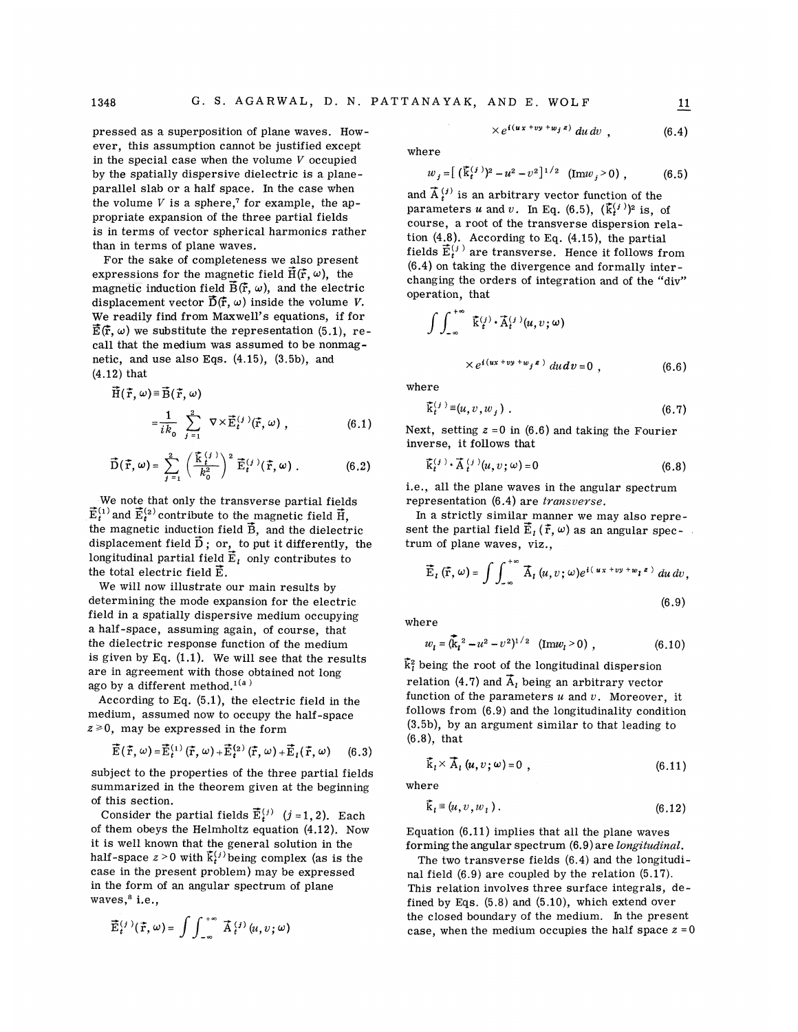pressed as a superposition of plane waves. However, this assumption cannot be justified except in the special case when the volume $V$ occupied by the spatially dispersive dielectric is a plane-parallel slab or a half space. In the case when the volume $V$ is a sphere,[7] for example, the appropriate expansion of the three partial fields is in terms of vector spherical harmonics rather than in terms of plane waves.

For the sake of completeness we also present expressions for the magnetic field $\vec{H}(\vec{r}, \omega)$, the magnetic induction field $\vec{B}(\vec{r}, \omega)$, and the electric displacement vector $\vec{D}(\vec{r}, \omega)$ inside the volume $V$. We readily find from Maxwell's equations, if for $\vec{E}(\vec{r}, \omega)$ we substitute the representation (5.1), recall that the medium was assumed to be nonmagnetic, and use also Eqs. (4.15), (3.5b), and (4.12) that

$$\vec{H}(\vec{r}, \omega) \equiv \vec{B}(\vec{r}, \omega) = \frac{1}{ik_0} \sum_{j=1}^{2} \nabla \times \vec{E}_t^{(j)}(\vec{r}, \omega) , \tag{6.1}$$

$$\vec{D}(\vec{r}, \omega) = \sum_{j=1}^{2} \left( \frac{\vec{k}_t^{(j)}}{k_0^2} \right)^2 \vec{E}_t^{(j)}(\vec{r}, \omega) . \tag{6.2}$$

We note that only the transverse partial fields $\vec{E}_t^{(1)}$ and $\vec{E}_t^{(2)}$ contribute to the magnetic field $\vec{H}$, the magnetic induction field $\vec{B}$, and the dielectric displacement field $\vec{D}$; or, to put it differently, the longitudinal partial field $\vec{E}_l$ only contributes to the total electric field $\vec{E}$.

We will now illustrate our main results by determining the mode expansion for the electric field in a spatially dispersive medium occupying a half-space, assuming again, of course, that the dielectric response function of the medium is given by Eq. (1.1). We will see that the results are in agreement with those obtained not long ago by a different method.[1(a)]

According to Eq. (5.1), the electric field in the medium, assumed now to occupy the half-space $z \geq 0$, may be expressed in the form

$$\vec{E}(\vec{r}, \omega) = \vec{E}_t^{(1)}(\vec{r}, \omega) + \vec{E}_t^{(2)}(\vec{r}, \omega) + \vec{E}_l(\vec{r}, \omega) \tag{6.3}$$

subject to the properties of the three partial fields summarized in the theorem given at the beginning of this section.

Consider the partial fields $\vec{E}_t^{(j)}$ $(j = 1, 2)$. Each of them obeys the Helmholtz equation (4.12). Now it is well known that the general solution in the half-space $z > 0$ with $\vec{k}_t^{(j)}$ being complex (as is the case in the present problem) may be expressed in the form of an angular spectrum of plane waves,[8] i.e.,

$$\vec{E}_t^{(j)}(\vec{r}, \omega) = \int\int_{-\infty}^{+\infty} \vec{A}_t^{(j)}(u, v; \omega) \times e^{i(ux + vy + w_j z)}\, du\, dv , \tag{6.4}$$

where

$$w_j = [(\vec{k}_t^{(j)})^2 - u^2 - v^2]^{1/2} \quad (\mathrm{Im} w_j > 0) , \tag{6.5}$$

and $\vec{A}_t^{(j)}$ is an arbitrary vector function of the parameters $u$ and $v$. In Eq. (6.5), $(\vec{k}_t^{(j)})^2$ is, of course, a root of the transverse dispersion relation (4.8). According to Eq. (4.15), the partial fields $\vec{E}_t^{(j)}$ are transverse. Hence it follows from (6.4) on taking the divergence and formally interchanging the orders of integration and of the "div" operation, that

$$\int\int_{-\infty}^{+\infty} \vec{k}_t^{(j)} \cdot \vec{A}_t^{(j)}(u, v; \omega) \times e^{i(ux + vy + w_j z)}\, du\, dv = 0 , \tag{6.6}$$

where

$$\vec{k}_t^{(j)} \equiv (u, v, w_j) . \tag{6.7}$$

Next, setting $z = 0$ in (6.6) and taking the Fourier inverse, it follows that

$$\vec{k}_t^{(j)} \cdot \vec{A}_t^{(j)}(u, v; \omega) = 0 \tag{6.8}$$

i.e., all the plane waves in the angular spectrum representation (6.4) are *transverse*.

In a strictly similar manner we may also represent the partial field $\vec{E}_l(\vec{r}, \omega)$ as an angular spectrum of plane waves, viz.,

$$\vec{E}_l(\vec{r}, \omega) = \int\int_{-\infty}^{+\infty} \vec{A}_l(u, v; \omega) e^{i(ux + vy + w_l z)}\, du\, dv , \tag{6.9}$$

where

$$w_l = (\vec{k}_l^{\,2} - u^2 - v^2)^{1/2} \quad (\mathrm{Im} w_l > 0) , \tag{6.10}$$

$\vec{k}_l^2$ being the root of the longitudinal dispersion relation (4.7) and $\vec{A}_l$ being an arbitrary vector function of the parameters $u$ and $v$. Moreover, it follows from (6.9) and the longitudinality condition (3.5b), by an argument similar to that leading to (6.8), that

$$\vec{k}_l \times \vec{A}_l(u, v; \omega) = 0 , \tag{6.11}$$

where

$$\vec{k}_l \equiv (u, v, w_l) . \tag{6.12}$$

Equation (6.11) implies that all the plane waves forming the angular spectrum (6.9) are *longitudinal*.

The two transverse fields (6.4) and the longitudinal field (6.9) are coupled by the relation (5.17). This relation involves three surface integrals, defined by Eqs. (5.8) and (5.10), which extend over the closed boundary of the medium. In the present case, when the medium occupies the half space $z = 0$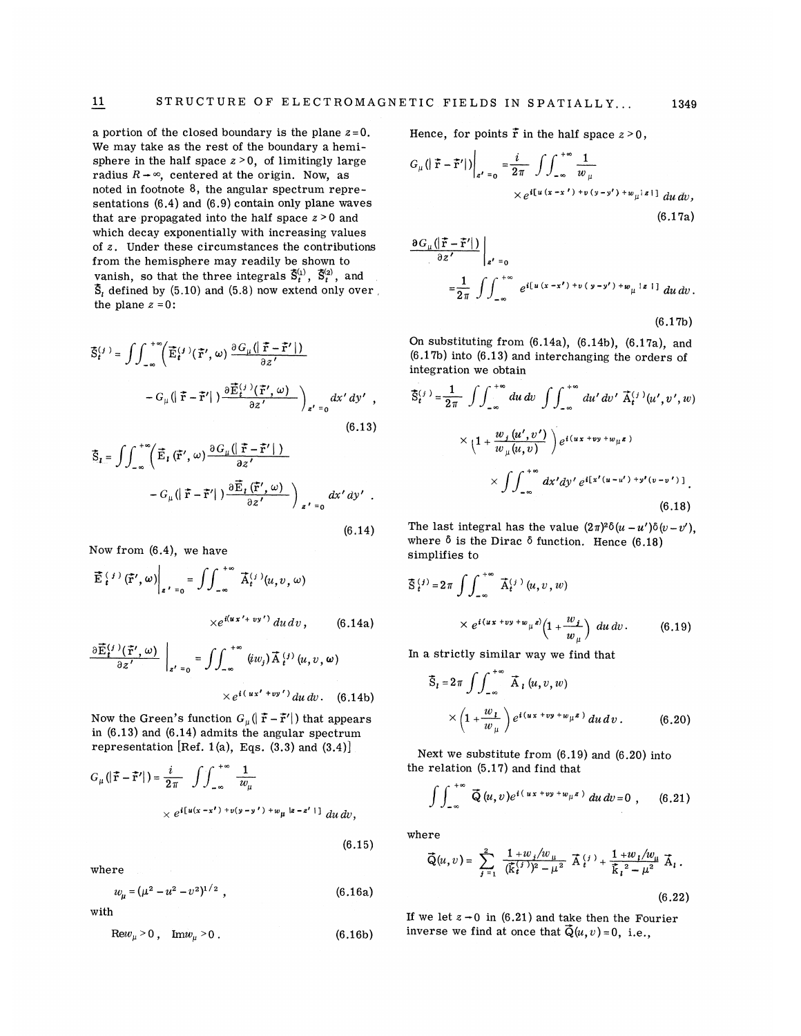a portion of the closed boundary is the plane $z=0$. We may take as the rest of the boundary a hemisphere in the half space $z>0$, of limitingly large radius $R\to\infty$, centered at the origin. Now, as noted in footnote 8, the angular spectrum representations (6.4) and (6.9) contain only plane waves that are propagated into the half space $z>0$ and which decay exponentially with increasing values of $z$. Under these circumstances the contributions from the hemisphere may readily be shown to vanish, so that the three integrals $\vec{S}_t^{(1)}$, $\vec{S}_t^{(2)}$, and $\vec{S}_l$ defined by (5.10) and (5.8) now extend only over the plane $z=0$:

$$\vec{S}_t^{(j)} = \iint_{-\infty}^{+\infty}\left(\vec{E}_t^{(j)}(\vec{r}\,',\omega)\frac{\partial G_\mu(|\vec{r}-\vec{r}\,'|)}{\partial z'} - G_\mu(|\vec{r}-\vec{r}\,'|)\frac{\partial \vec{E}_t^{(j)}(\vec{r}\,',\omega)}{\partial z'}\right)_{z'=0} dx'\,dy' \,, \tag{6.13}$$

$$\vec{S}_l = \iint_{-\infty}^{+\infty}\left(\vec{E}_l(\vec{r}\,',\omega)\frac{\partial G_\mu(|\vec{r}-\vec{r}\,'|)}{\partial z'} - G_\mu(|\vec{r}-\vec{r}\,'|)\frac{\partial \vec{E}_l(\vec{r}\,',\omega)}{\partial z'}\right)_{z'=0} dx'\,dy' \,. \tag{6.14}$$

Now from (6.4), we have

$$\vec{E}_t^{(j)}(\vec{r}\,',\omega)\Big|_{z'=0} = \iint_{-\infty}^{+\infty} \vec{A}_t^{(j)}(u,v,\omega)\, e^{i(ux'+vy')}\,du\,dv \,, \tag{6.14a}$$

$$\frac{\partial \vec{E}_t^{(j)}(\vec{r}\,',\omega)}{\partial z'}\Big|_{z'=0} = \iint_{-\infty}^{+\infty} (iw_j)\vec{A}_t^{(j)}(u,v,\omega)\, e^{i(ux'+vy')}\,du\,dv \,. \tag{6.14b}$$

Now the Green's function $G_\mu(|\vec{r}-\vec{r}\,'|)$ that appears in (6.13) and (6.14) admits the angular spectrum representation [Ref. 1(a), Eqs. (3.3) and (3.4)]

$$G_\mu(|\vec{r}-\vec{r}\,'|) = \frac{i}{2\pi}\iint_{-\infty}^{+\infty}\frac{1}{w_\mu}\, e^{i[u(x-x')+v(y-y')+w_\mu|z-z'|]}\,du\,dv \,, \tag{6.15}$$

where

$$w_\mu = (\mu^2-u^2-v^2)^{1/2} \,, \tag{6.16a}$$

with

$$\mathrm{Re}\,w_\mu > 0 \,, \quad \mathrm{Im}\,w_\mu > 0 \,. \tag{6.16b}$$

Hence, for points $\vec{r}$ in the half space $z>0$,

$$G_\mu(|\vec{r}-\vec{r}\,'|)\Big|_{z'=0} = \frac{i}{2\pi}\iint_{-\infty}^{+\infty}\frac{1}{w_\mu}\, e^{i[u(x-x')+v(y-y')+w_\mu|z|]}\,du\,dv \,, \tag{6.17a}$$

$$\frac{\partial G_\mu(|\vec{r}-\vec{r}\,'|)}{\partial z'}\Big|_{z'=0} = \frac{1}{2\pi}\iint_{-\infty}^{+\infty} e^{i[u(x-x')+v(y-y')+w_\mu|z|]}\,du\,dv \,. \tag{6.17b}$$

On substituting from (6.14a), (6.14b), (6.17a), and (6.17b) into (6.13) and interchanging the orders of integration we obtain

$$\vec{S}_t^{(j)} = \frac{1}{2\pi}\iint_{-\infty}^{+\infty} du\,dv \iint_{-\infty}^{+\infty} du'\,dv'\, \vec{A}_t^{(j)}(u',v',w) \times\left(1+\frac{w_j(u',v')}{w_\mu(u,v)}\right)e^{i(ux+vy+w_\mu z)} \times\iint_{-\infty}^{+\infty} dx'dy'\, e^{i[x'(u-u')+y'(v-v')]} \,. \tag{6.18}$$

The last integral has the value $(2\pi)^2\delta(u-u')\delta(v-v')$, where $\delta$ is the Dirac $\delta$ function. Hence (6.18) simplifies to

$$\vec{S}_t^{(j)} = 2\pi\iint_{-\infty}^{+\infty}\vec{A}_t^{(j)}(u,v,w) \times e^{i(ux+vy+w_\mu z)}\left(1+\frac{w_j}{w_\mu}\right)du\,dv \,. \tag{6.19}$$

In a strictly similar way we find that

$$\vec{S}_l = 2\pi\iint_{-\infty}^{+\infty}\vec{A}_l(u,v,w) \times\left(1+\frac{w_l}{w_\mu}\right)e^{i(ux+vy+w_\mu z)}\,du\,dv \,. \tag{6.20}$$

Next we substitute from (6.19) and (6.20) into the relation (5.17) and find that

$$\iint_{-\infty}^{+\infty}\vec{Q}(u,v)e^{i(ux+vy+w_\mu z)}\,du\,dv = 0 \,, \tag{6.21}$$

where

$$\vec{Q}(u,v) = \sum_{j=1}^{2}\frac{1+w_j/w_\mu}{(k_t^{(j)})^2-\mu^2}\vec{A}_t^{(j)} + \frac{1+w_l/w_\mu}{k_l^{\,2}-\mu^2}\vec{A}_l \,. \tag{6.22}$$

If we let $z\to 0$ in (6.21) and take then the Fourier inverse we find at once that $\vec{Q}(u,v)=0$, i.e.,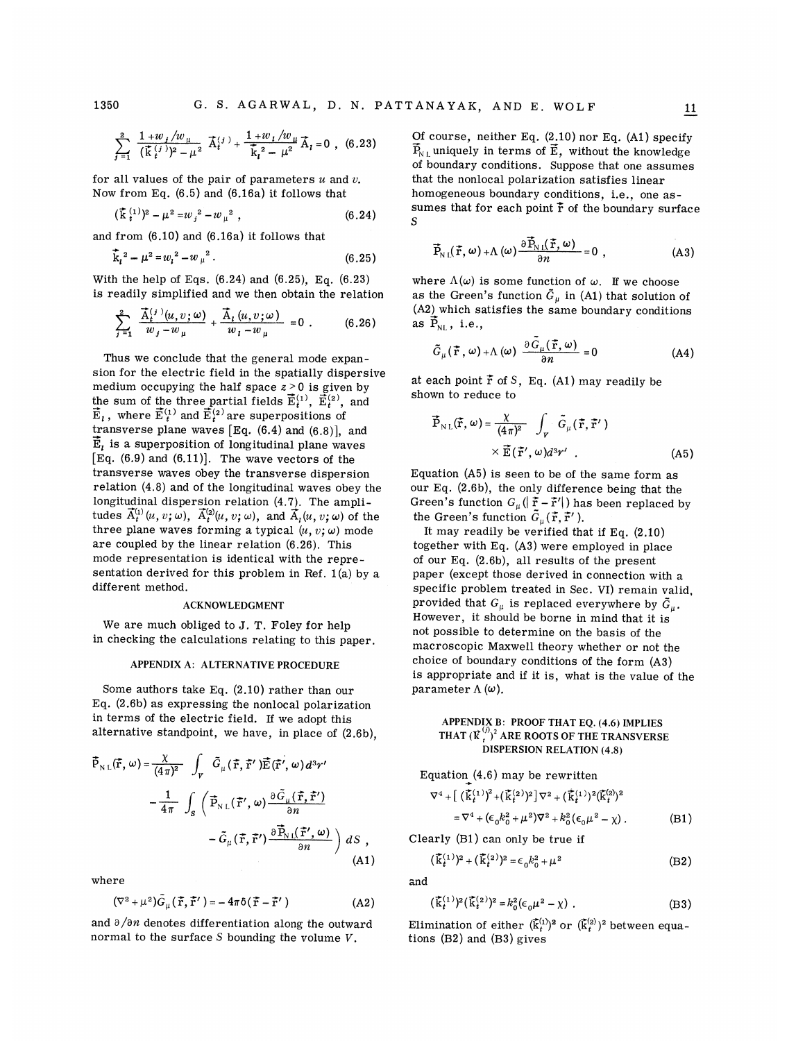$$\sum_{j=1}^{2} \frac{1+w_j/w_\mu}{(\vec{k}_t^{(j)})^2-\mu^2}\,\vec{A}_t^{(j)} + \frac{1+w_l/w_\mu}{\vec{k}_l^{\,2}-\mu^2}\,\vec{A}_l = 0 \;, \quad (6.23)$$

for all values of the pair of parameters $u$ and $v$. Now from Eq. (6.5) and (6.16a) it follows that

$$(\vec{k}_t^{(1)})^2 - \mu^2 = w_j^{\,2} - w_\mu^{\,2} \;, \quad (6.24)$$

and from (6.10) and (6.16a) it follows that

$$\vec{k}_l^{\,2} - \mu^2 = w_l^{\,2} - w_\mu^{\,2} \,. \quad (6.25)$$

With the help of Eqs. (6.24) and (6.25), Eq. (6.23) is readily simplified and we then obtain the relation

$$\sum_{j=1}^{2} \frac{\vec{A}_t^{(j)}(u,v;\omega)}{w_j - w_\mu} + \frac{\vec{A}_l(u,v;\omega)}{w_l - w_\mu} = 0 \,. \quad (6.26)$$

Thus we conclude that the general mode expansion for the electric field in the spatially dispersive medium occupying the half space $z>0$ is given by the sum of the three partial fields $\vec{E}_t^{(1)}$, $\vec{E}_t^{(2)}$, and $\vec{E}_l$, where $\vec{E}_t^{(1)}$ and $\vec{E}_t^{(2)}$ are superpositions of transverse plane waves [Eq. (6.4) and (6.8)], and $\vec{E}_l$ is a superposition of longitudinal plane waves [Eq. (6.9) and (6.11)]. The wave vectors of the transverse waves obey the transverse dispersion relation (4.8) and of the longitudinal waves obey the longitudinal dispersion relation (4.7). The amplitudes $\vec{A}_t^{(1)}(u,v;\omega)$, $\vec{A}_t^{(2)}(u,v;\omega)$, and $\vec{A}_l(u,v;\omega)$ of the three plane waves forming a typical $(u,v;\omega)$ mode are coupled by the linear relation (6.26). This mode representation is identical with the representation derived for this problem in Ref. 1(a) by a different method.

## ACKNOWLEDGMENT

We are much obliged to J. T. Foley for help in checking the calculations relating to this paper.

## APPENDIX A: ALTERNATIVE PROCEDURE

Some authors take Eq. (2.10) rather than our Eq. (2.6b) as expressing the nonlocal polarization in terms of the electric field. If we adopt this alternative standpoint, we have, in place of (2.6b),

$$\vec{P}_{NL}(\vec{r},\omega) = \frac{\chi}{(4\pi)^2}\int_V \tilde{G}_\mu(\vec{r},\vec{r}\,')\vec{E}(\vec{r}\,',\omega)\,d^3r' - \frac{1}{4\pi}\int_S \left(\vec{P}_{NL}(\vec{r}\,',\omega)\frac{\partial \tilde{G}_\mu(\vec{r},\vec{r}\,')}{\partial n} - \tilde{G}_\mu(\vec{r},\vec{r}\,')\frac{\partial \vec{P}_{NL}(\vec{r}\,',\omega)}{\partial n}\right) dS \;, \quad (A1)$$

where

$$(\nabla^2+\mu^2)\tilde{G}_\mu(\vec{r},\vec{r}\,') = -4\pi\delta(\vec{r}-\vec{r}\,') \quad (A2)$$

and $\partial/\partial n$ denotes differentiation along the outward normal to the surface $S$ bounding the volume $V$.

Of course, neither Eq. (2.10) nor Eq. (A1) specify $\vec{P}_{NL}$ uniquely in terms of $\vec{E}$, without the knowledge of boundary conditions. Suppose that one assumes that the nonlocal polarization satisfies linear homogeneous boundary conditions, i.e., one assumes that for each point $\vec{r}$ of the boundary surface $S$

$$\vec{P}_{NL}(\vec{r},\omega) + \Lambda(\omega)\frac{\partial \vec{P}_{NL}(\vec{r},\omega)}{\partial n} = 0 \;, \quad (A3)$$

where $\Lambda(\omega)$ is some function of $\omega$. If we choose as the Green's function $\tilde{G}_\mu$ in (A1) that solution of (A2) which satisfies the same boundary conditions as $\vec{P}_{NL}$, i.e.,

$$\tilde{G}_\mu(\vec{r},\omega) + \Lambda(\omega)\frac{\partial \tilde{G}_\mu(\vec{r},\omega)}{\partial n} = 0 \quad (A4)$$

at each point $\vec{r}$ of $S$, Eq. (A1) may readily be shown to reduce to

$$\vec{P}_{NL}(\vec{r},\omega) = \frac{\chi}{(4\pi)^2}\int_V \tilde{G}_\mu(\vec{r},\vec{r}\,') \times \vec{E}(\vec{r}\,',\omega)\,d^3r' \,. \quad (A5)$$

Equation (A5) is seen to be of the same form as our Eq. (2.6b), the only difference being that the Green's function $G_\mu(|\vec{r}-\vec{r}\,'|)$ has been replaced by the Green's function $\tilde{G}_\mu(\vec{r},\vec{r}\,')$.

It may readily be verified that if Eq. (2.10) together with Eq. (A3) were employed in place of our Eq. (2.6b), all results of the present paper (except those derived in connection with a specific problem treated in Sec. VI) remain valid, provided that $G_\mu$ is replaced everywhere by $\tilde{G}_\mu$. However, it should be borne in mind that it is not possible to determine on the basis of the macroscopic Maxwell theory whether or not the choice of boundary conditions of the form (A3) is appropriate and if it is, what is the value of the parameter $\Lambda(\omega)$.

## APPENDIX B: PROOF THAT EQ. (4.6) IMPLIES THAT $(\vec{k}_t^{(j)})^2$ ARE ROOTS OF THE TRANSVERSE DISPERSION RELATION (4.8)

Equation (4.6) may be rewritten

$$\nabla^4 + [(\vec{k}_t^{(1)})^2 + (\vec{k}_t^{(2)})^2]\nabla^2 + (\vec{k}_t^{(1)})^2(\vec{k}_t^{(2)})^2 = \nabla^4 + (\epsilon_0 k_0^2 + \mu^2)\nabla^2 + k_0^2(\epsilon_0\mu^2 - \chi) \,. \quad (B1)$$

Clearly (B1) can only be true if

$$(\vec{k}_t^{(1)})^2 + (\vec{k}_t^{(2)})^2 = \epsilon_0 k_0^2 + \mu^2 \quad (B2)$$

and

$$(\vec{k}_t^{(1)})^2(\vec{k}_t^{(2)})^2 = k_0^2(\epsilon_0\mu^2 - \chi) \,. \quad (B3)$$

Elimination of either $(\vec{k}_t^{(1)})^2$ or $(\vec{k}_t^{(2)})^2$ between equations (B2) and (B3) gives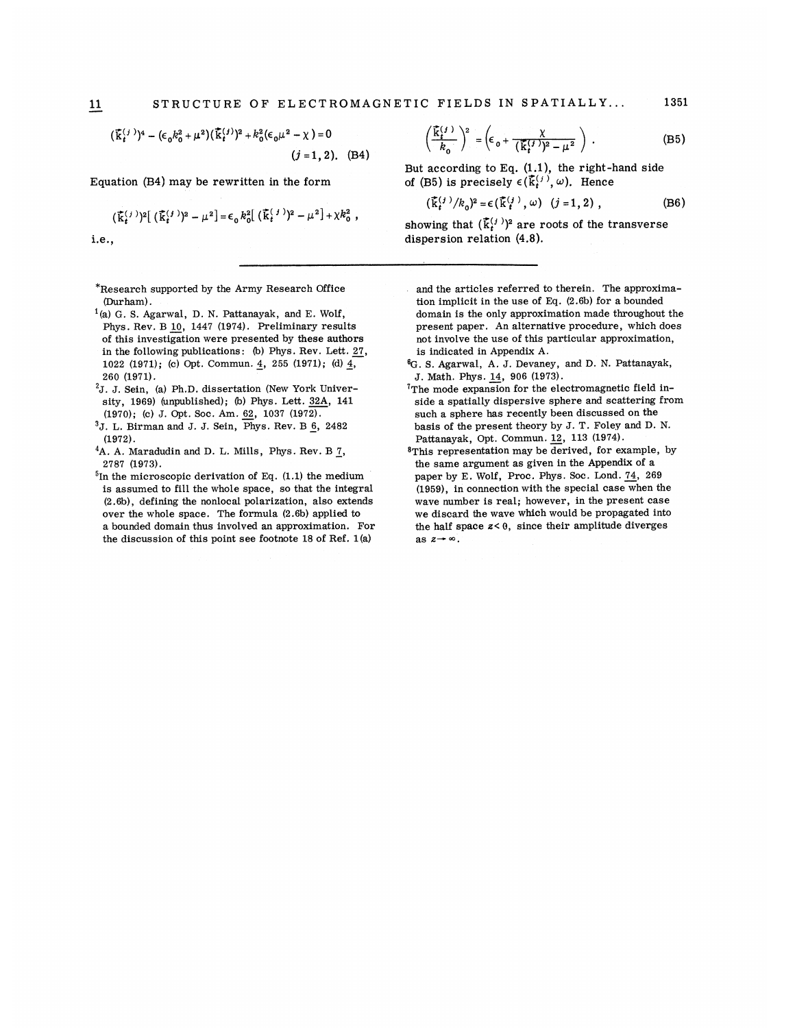$$(\vec{k}_t^{(j)})^4 - (\epsilon_0 k_0^2 + \mu^2)(\vec{k}_t^{(j)})^2 + k_0^2(\epsilon_0 \mu^2 - \chi) = 0 \quad (j = 1, 2). \tag{B4}$$

Equation (B4) may be rewritten in the form

$$(\vec{k}_t^{(j)})^2[(\vec{k}_t^{(j)})^2 - \mu^2] = \epsilon_0 k_0^2[(\vec{k}_t^{(j)})^2 - \mu^2] + \chi k_0^2 ,$$

i.e.,

$$\left(\frac{\vec{k}_t^{(j)}}{k_0}\right)^2 = \left(\epsilon_0 + \frac{\chi}{(\vec{k}_t^{(j)})^2 - \mu^2}\right) . \tag{B5}$$

But according to Eq. (1.1), the right-hand side of (B5) is precisely $\epsilon(\vec{k}_t^{(j)}, \omega)$. Hence

$$(\vec{k}_t^{(j)}/k_0)^2 = \epsilon(\vec{k}_t^{(j)}, \omega) \quad (j = 1, 2) , \tag{B6}$$

showing that $(\vec{k}_t^{(j)})^2$ are roots of the transverse dispersion relation (4.8).

---

*Research supported by the Army Research Office (Durham).

[1](a) G. S. Agarwal, D. N. Pattanayak, and E. Wolf, Phys. Rev. B 10, 1447 (1974). Preliminary results of this investigation were presented by these authors in the following publications: (b) Phys. Rev. Lett. 27, 1022 (1971); (c) Opt. Commun. 4, 255 (1971); (d) 4, 260 (1971).

[2]J. J. Sein, (a) Ph.D. dissertation (New York University, 1969) (unpublished); (b) Phys. Lett. 32A, 141 (1970); (c) J. Opt. Soc. Am. 62, 1037 (1972).

[3]J. L. Birman and J. J. Sein, Phys. Rev. B 6, 2482 (1972).

[4]A. A. Maradudin and D. L. Mills, Phys. Rev. B 7, 2787 (1973).

[5]In the microscopic derivation of Eq. (1.1) the medium is assumed to fill the whole space, so that the integral (2.6b), defining the nonlocal polarization, also extends over the whole space. The formula (2.6b) applied to a bounded domain thus involved an approximation. For the discussion of this point see footnote 18 of Ref. 1(a) and the articles referred to therein. The approximation implicit in the use of Eq. (2.6b) for a bounded domain is the only approximation made throughout the present paper. An alternative procedure, which does not involve the use of this particular approximation, is indicated in Appendix A.

[6]G. S. Agarwal, A. J. Devaney, and D. N. Pattanayak, J. Math. Phys. 14, 906 (1973).

[7]The mode expansion for the electromagnetic field inside a spatially dispersive sphere and scattering from such a sphere has recently been discussed on the basis of the present theory by J. T. Foley and D. N. Pattanayak, Opt. Commun. 12, 113 (1974).

[8]This representation may be derived, for example, by the same argument as given in the Appendix of a paper by E. Wolf, Proc. Phys. Soc. Lond. 74, 269 (1959), in connection with the special case when the wave number is real; however, in the present case we discard the wave which would be propagated into the half space $z < 0$, since their amplitude diverges as $z \to \infty$.